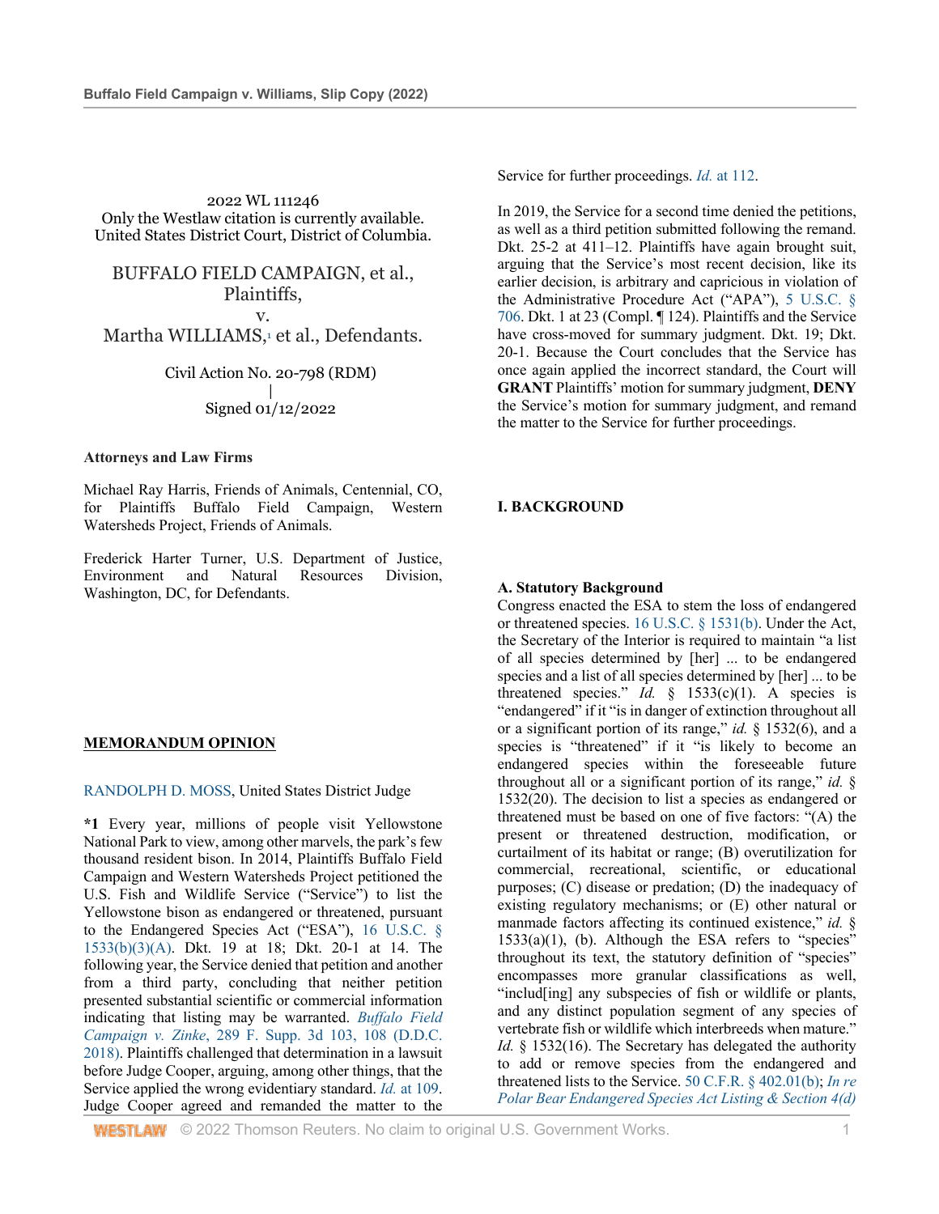2022 WL 111246
Only the Westlaw citation is currently available.
United States District Court, District of Columbia.

BUFFALO FIELD CAMPAIGN, et al., Plaintiffs,
v.
Martha WILLIAMS,[1] et al., Defendants.

Civil Action No. 20-798 (RDM)
|
Signed 01/12/2022

**Attorneys and Law Firms**

Michael Ray Harris, Friends of Animals, Centennial, CO, for Plaintiffs Buffalo Field Campaign, Western Watersheds Project, Friends of Animals.

Frederick Harter Turner, U.S. Department of Justice, Environment and Natural Resources Division, Washington, DC, for Defendants.

## MEMORANDUM OPINION

RANDOLPH D. MOSS, United States District Judge

**\*1** Every year, millions of people visit Yellowstone National Park to view, among other marvels, the park's few thousand resident bison. In 2014, Plaintiffs Buffalo Field Campaign and Western Watersheds Project petitioned the U.S. Fish and Wildlife Service ("Service") to list the Yellowstone bison as endangered or threatened, pursuant to the Endangered Species Act ("ESA"), 16 U.S.C. § 1533(b)(3)(A). Dkt. 19 at 18; Dkt. 20-1 at 14. The following year, the Service denied that petition and another from a third party, concluding that neither petition presented substantial scientific or commercial information indicating that listing may be warranted. *Buffalo Field Campaign v. Zinke*, 289 F. Supp. 3d 103, 108 (D.D.C. 2018). Plaintiffs challenged that determination in a lawsuit before Judge Cooper, arguing, among other things, that the Service applied the wrong evidentiary standard. *Id.* at 109. Judge Cooper agreed and remanded the matter to the Service for further proceedings. *Id.* at 112.

In 2019, the Service for a second time denied the petitions, as well as a third petition submitted following the remand. Dkt. 25-2 at 411–12. Plaintiffs have again brought suit, arguing that the Service's most recent decision, like its earlier decision, is arbitrary and capricious in violation of the Administrative Procedure Act ("APA"), 5 U.S.C. § 706. Dkt. 1 at 23 (Compl. ¶ 124). Plaintiffs and the Service have cross-moved for summary judgment. Dkt. 19; Dkt. 20-1. Because the Court concludes that the Service has once again applied the incorrect standard, the Court will **GRANT** Plaintiffs' motion for summary judgment, **DENY** the Service's motion for summary judgment, and remand the matter to the Service for further proceedings.

## I. BACKGROUND

### A. Statutory Background

Congress enacted the ESA to stem the loss of endangered or threatened species. 16 U.S.C. § 1531(b). Under the Act, the Secretary of the Interior is required to maintain "a list of all species determined by [her] ... to be endangered species and a list of all species determined by [her] ... to be threatened species." *Id.* § 1533(c)(1). A species is "endangered" if it "is in danger of extinction throughout all or a significant portion of its range," *id.* § 1532(6), and a species is "threatened" if it "is likely to become an endangered species within the foreseeable future throughout all or a significant portion of its range," *id.* § 1532(20). The decision to list a species as endangered or threatened must be based on one of five factors: "(A) the present or threatened destruction, modification, or curtailment of its habitat or range; (B) overutilization for commercial, recreational, scientific, or educational purposes; (C) disease or predation; (D) the inadequacy of existing regulatory mechanisms; or (E) other natural or manmade factors affecting its continued existence," *id.* § 1533(a)(1), (b). Although the ESA refers to "species" throughout its text, the statutory definition of "species" encompasses more granular classifications as well, "includ[ing] any subspecies of fish or wildlife or plants, and any distinct population segment of any species of vertebrate fish or wildlife which interbreeds when mature." *Id.* § 1532(16). The Secretary has delegated the authority to add or remove species from the endangered and threatened lists to the Service. 50 C.F.R. § 402.01(b); *In re Polar Bear Endangered Species Act Listing & Section 4(d)*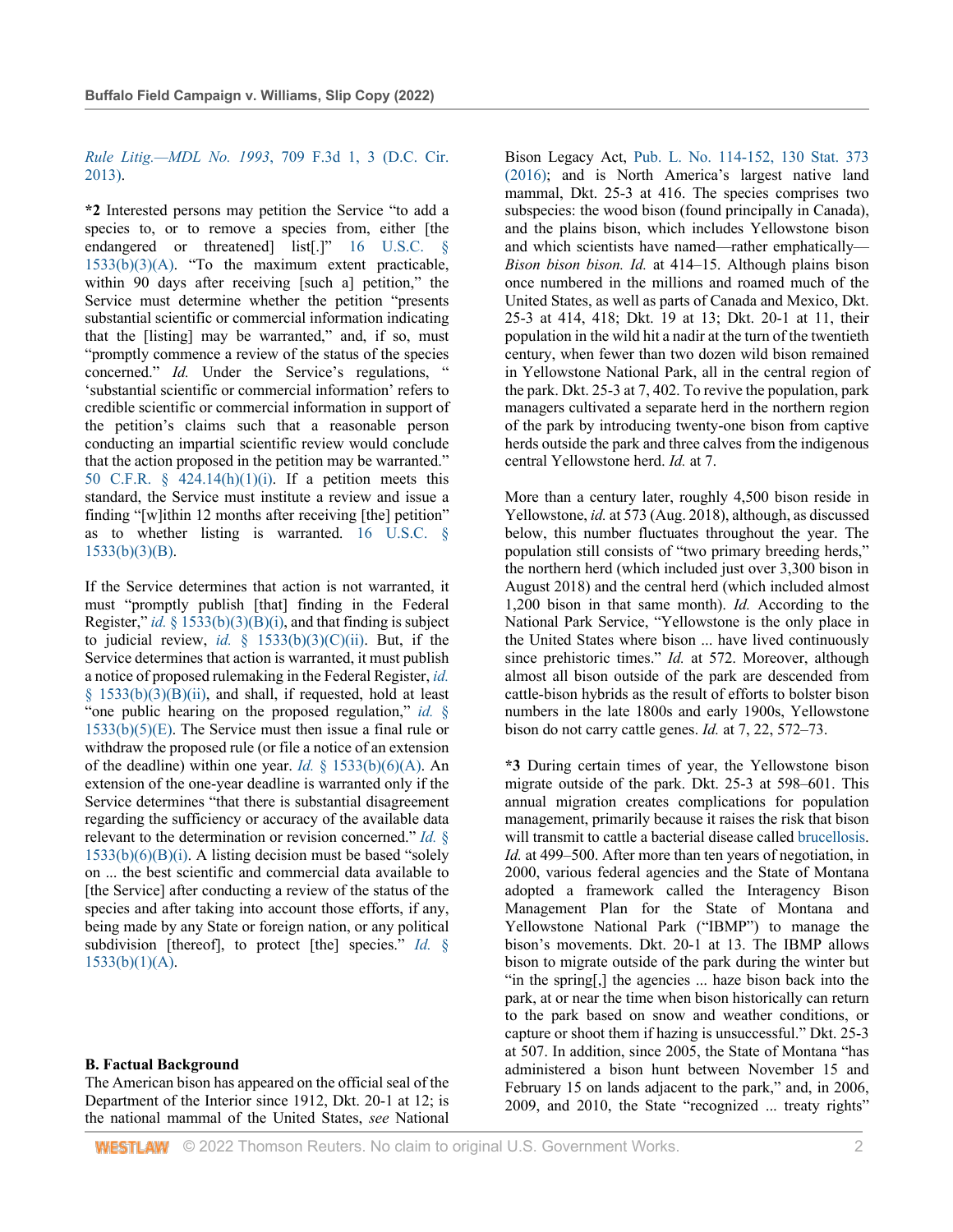*Rule Litig.—MDL No. 1993*, 709 F.3d 1, 3 (D.C. Cir. 2013).

**\*2** Interested persons may petition the Service "to add a species to, or to remove a species from, either [the endangered or threatened] list[.]" 16 U.S.C. § 1533(b)(3)(A). "To the maximum extent practicable, within 90 days after receiving [such a] petition," the Service must determine whether the petition "presents substantial scientific or commercial information indicating that the [listing] may be warranted," and, if so, must "promptly commence a review of the status of the species concerned." *Id.* Under the Service's regulations, " 'substantial scientific or commercial information' refers to credible scientific or commercial information in support of the petition's claims such that a reasonable person conducting an impartial scientific review would conclude that the action proposed in the petition may be warranted." 50 C.F.R. § 424.14(h)(1)(i). If a petition meets this standard, the Service must institute a review and issue a finding "[w]ithin 12 months after receiving [the] petition" as to whether listing is warranted. 16 U.S.C. § 1533(b)(3)(B).

If the Service determines that action is not warranted, it must "promptly publish [that] finding in the Federal Register," *id.* § 1533(b)(3)(B)(i), and that finding is subject to judicial review, *id.* § 1533(b)(3)(C)(ii). But, if the Service determines that action is warranted, it must publish a notice of proposed rulemaking in the Federal Register, *id.* § 1533(b)(3)(B)(ii), and shall, if requested, hold at least "one public hearing on the proposed regulation," *id.* § 1533(b)(5)(E). The Service must then issue a final rule or withdraw the proposed rule (or file a notice of an extension of the deadline) within one year. *Id.* § 1533(b)(6)(A). An extension of the one-year deadline is warranted only if the Service determines "that there is substantial disagreement regarding the sufficiency or accuracy of the available data relevant to the determination or revision concerned." *Id.* § 1533(b)(6)(B)(i). A listing decision must be based "solely on ... the best scientific and commercial data available to [the Service] after conducting a review of the status of the species and after taking into account those efforts, if any, being made by any State or foreign nation, or any political subdivision [thereof], to protect [the] species." *Id.* § 1533(b)(1)(A).

**B. Factual Background**

The American bison has appeared on the official seal of the Department of the Interior since 1912, Dkt. 20-1 at 12; is the national mammal of the United States, *see* National Bison Legacy Act, Pub. L. No. 114-152, 130 Stat. 373 (2016); and is North America's largest native land mammal, Dkt. 25-3 at 416. The species comprises two subspecies: the wood bison (found principally in Canada), and the plains bison, which includes Yellowstone bison and which scientists have named—rather emphatically—*Bison bison bison. Id.* at 414–15. Although plains bison once numbered in the millions and roamed much of the United States, as well as parts of Canada and Mexico, Dkt. 25-3 at 414, 418; Dkt. 19 at 13; Dkt. 20-1 at 11, their population in the wild hit a nadir at the turn of the twentieth century, when fewer than two dozen wild bison remained in Yellowstone National Park, all in the central region of the park. Dkt. 25-3 at 7, 402. To revive the population, park managers cultivated a separate herd in the northern region of the park by introducing twenty-one bison from captive herds outside the park and three calves from the indigenous central Yellowstone herd. *Id.* at 7.

More than a century later, roughly 4,500 bison reside in Yellowstone, *id.* at 573 (Aug. 2018), although, as discussed below, this number fluctuates throughout the year. The population still consists of "two primary breeding herds," the northern herd (which included just over 3,300 bison in August 2018) and the central herd (which included almost 1,200 bison in that same month). *Id.* According to the National Park Service, "Yellowstone is the only place in the United States where bison ... have lived continuously since prehistoric times." *Id.* at 572. Moreover, although almost all bison outside of the park are descended from cattle-bison hybrids as the result of efforts to bolster bison numbers in the late 1800s and early 1900s, Yellowstone bison do not carry cattle genes. *Id.* at 7, 22, 572–73.

**\*3** During certain times of year, the Yellowstone bison migrate outside of the park. Dkt. 25-3 at 598–601. This annual migration creates complications for population management, primarily because it raises the risk that bison will transmit to cattle a bacterial disease called brucellosis. *Id.* at 499–500. After more than ten years of negotiation, in 2000, various federal agencies and the State of Montana adopted a framework called the Interagency Bison Management Plan for the State of Montana and Yellowstone National Park ("IBMP") to manage the bison's movements. Dkt. 20-1 at 13. The IBMP allows bison to migrate outside of the park during the winter but "in the spring[,] the agencies ... haze bison back into the park, at or near the time when bison historically can return to the park based on snow and weather conditions, or capture or shoot them if hazing is unsuccessful." Dkt. 25-3 at 507. In addition, since 2005, the State of Montana "has administered a bison hunt between November 15 and February 15 on lands adjacent to the park," and, in 2006, 2009, and 2010, the State "recognized ... treaty rights"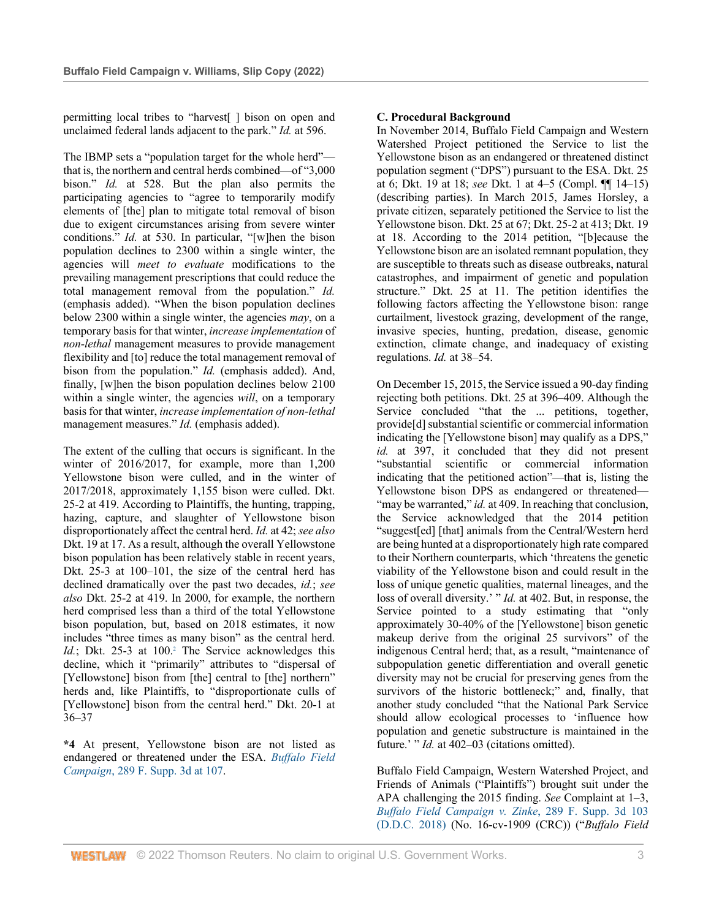permitting local tribes to "harvest[ ] bison on open and unclaimed federal lands adjacent to the park." *Id.* at 596.

The IBMP sets a "population target for the whole herd"—that is, the northern and central herds combined—of "3,000 bison." *Id.* at 528. But the plan also permits the participating agencies to "agree to temporarily modify elements of [the] plan to mitigate total removal of bison due to exigent circumstances arising from severe winter conditions." *Id.* at 530. In particular, "[w]hen the bison population declines to 2300 within a single winter, the agencies will *meet to evaluate* modifications to the prevailing management prescriptions that could reduce the total management removal from the population." *Id.* (emphasis added). "When the bison population declines below 2300 within a single winter, the agencies *may*, on a temporary basis for that winter, *increase implementation* of *non-lethal* management measures to provide management flexibility and [to] reduce the total management removal of bison from the population." *Id.* (emphasis added). And, finally, [w]hen the bison population declines below 2100 within a single winter, the agencies *will*, on a temporary basis for that winter, *increase implementation of non-lethal* management measures." *Id.* (emphasis added).

The extent of the culling that occurs is significant. In the winter of 2016/2017, for example, more than 1,200 Yellowstone bison were culled, and in the winter of 2017/2018, approximately 1,155 bison were culled. Dkt. 25-2 at 419. According to Plaintiffs, the hunting, trapping, hazing, capture, and slaughter of Yellowstone bison disproportionately affect the central herd. *Id.* at 42; *see also* Dkt. 19 at 17. As a result, although the overall Yellowstone bison population has been relatively stable in recent years, Dkt. 25-3 at 100–101, the size of the central herd has declined dramatically over the past two decades, *id.*; *see also* Dkt. 25-2 at 419. In 2000, for example, the northern herd comprised less than a third of the total Yellowstone bison population, but, based on 2018 estimates, it now includes "three times as many bison" as the central herd. *Id.*; Dkt. 25-3 at 100.[2] The Service acknowledges this decline, which it "primarily" attributes to "dispersal of [Yellowstone] bison from [the] central to [the] northern" herds and, like Plaintiffs, to "disproportionate culls of [Yellowstone] bison from the central herd." Dkt. 20-1 at 36–37

**\*4** At present, Yellowstone bison are not listed as endangered or threatened under the ESA. *Buffalo Field Campaign*, 289 F. Supp. 3d at 107.

**C. Procedural Background**

In November 2014, Buffalo Field Campaign and Western Watershed Project petitioned the Service to list the Yellowstone bison as an endangered or threatened distinct population segment ("DPS") pursuant to the ESA. Dkt. 25 at 6; Dkt. 19 at 18; *see* Dkt. 1 at 4–5 (Compl. ¶¶ 14–15) (describing parties). In March 2015, James Horsley, a private citizen, separately petitioned the Service to list the Yellowstone bison. Dkt. 25 at 67; Dkt. 25-2 at 413; Dkt. 19 at 18. According to the 2014 petition, "[b]ecause the Yellowstone bison are an isolated remnant population, they are susceptible to threats such as disease outbreaks, natural catastrophes, and impairment of genetic and population structure." Dkt. 25 at 11. The petition identifies the following factors affecting the Yellowstone bison: range curtailment, livestock grazing, development of the range, invasive species, hunting, predation, disease, genomic extinction, climate change, and inadequacy of existing regulations. *Id.* at 38–54.

On December 15, 2015, the Service issued a 90-day finding rejecting both petitions. Dkt. 25 at 396–409. Although the Service concluded "that the ... petitions, together, provide[d] substantial scientific or commercial information indicating the [Yellowstone bison] may qualify as a DPS," *id.* at 397, it concluded that they did not present "substantial scientific or commercial information indicating that the petitioned action"—that is, listing the Yellowstone bison DPS as endangered or threatened—"may be warranted," *id.* at 409. In reaching that conclusion, the Service acknowledged that the 2014 petition "suggest[ed] [that] animals from the Central/Western herd are being hunted at a disproportionately high rate compared to their Northern counterparts, which 'threatens the genetic viability of the Yellowstone bison and could result in the loss of unique genetic qualities, maternal lineages, and the loss of overall diversity.' " *Id.* at 402. But, in response, the Service pointed to a study estimating that "only approximately 30-40% of the [Yellowstone] bison genetic makeup derive from the original 25 survivors" of the indigenous Central herd; that, as a result, "maintenance of subpopulation genetic differentiation and overall genetic diversity may not be crucial for preserving genes from the survivors of the historic bottleneck;" and, finally, that another study concluded "that the National Park Service should allow ecological processes to 'influence how population and genetic substructure is maintained in the future.' " *Id.* at 402–03 (citations omitted).

Buffalo Field Campaign, Western Watershed Project, and Friends of Animals ("Plaintiffs") brought suit under the APA challenging the 2015 finding. *See* Complaint at 1–3, *Buffalo Field Campaign v. Zinke*, 289 F. Supp. 3d 103 (D.D.C. 2018) (No. 16-cv-1909 (CRC)) ("*Buffalo Field*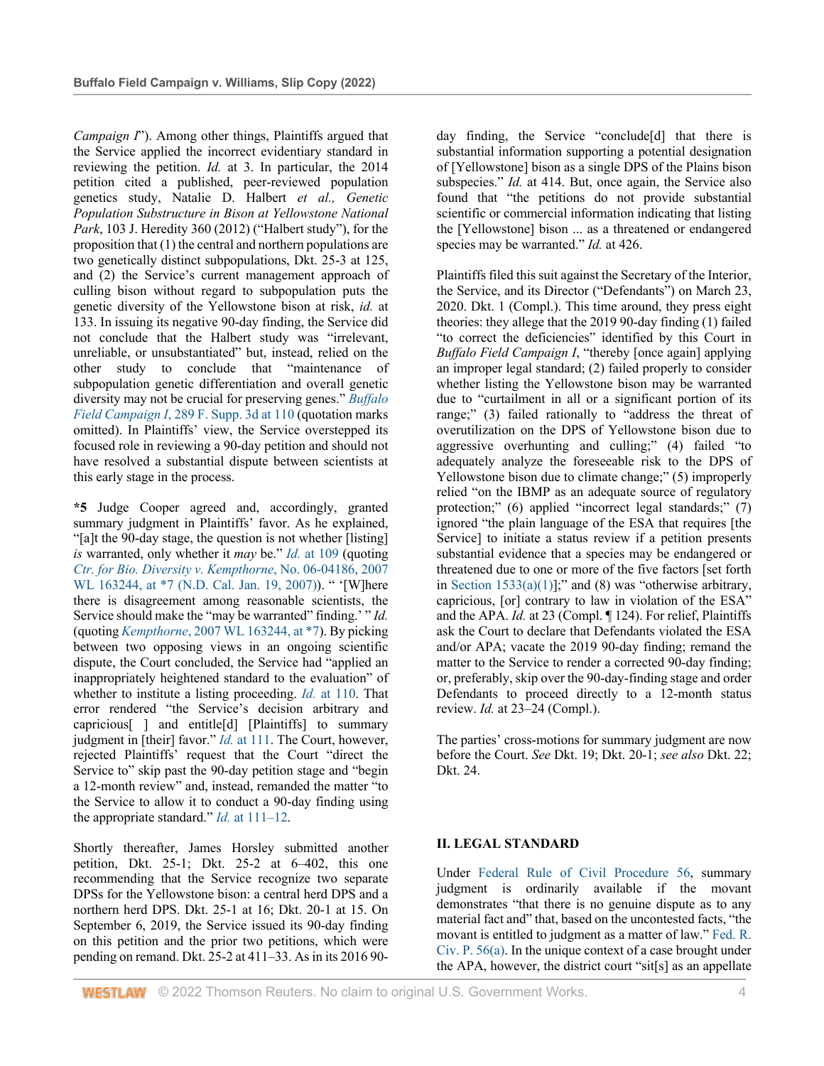*Campaign I*"). Among other things, Plaintiffs argued that the Service applied the incorrect evidentiary standard in reviewing the petition. *Id.* at 3. In particular, the 2014 petition cited a published, peer-reviewed population genetics study, Natalie D. Halbert *et al., Genetic Population Substructure in Bison at Yellowstone National Park*, 103 J. Heredity 360 (2012) ("Halbert study"), for the proposition that (1) the central and northern populations are two genetically distinct subpopulations, Dkt. 25-3 at 125, and (2) the Service's current management approach of culling bison without regard to subpopulation puts the genetic diversity of the Yellowstone bison at risk, *id.* at 133. In issuing its negative 90-day finding, the Service did not conclude that the Halbert study was "irrelevant, unreliable, or unsubstantiated" but, instead, relied on the other study to conclude that "maintenance of subpopulation genetic differentiation and overall genetic diversity may not be crucial for preserving genes." *Buffalo Field Campaign I*, 289 F. Supp. 3d at 110 (quotation marks omitted). In Plaintiffs' view, the Service overstepped its focused role in reviewing a 90-day petition and should not have resolved a substantial dispute between scientists at this early stage in the process.

**\*5** Judge Cooper agreed and, accordingly, granted summary judgment in Plaintiffs' favor. As he explained, "[a]t the 90-day stage, the question is not whether [listing] *is* warranted, only whether it *may* be." *Id.* at 109 (quoting *Ctr. for Bio. Diversity v. Kempthorne*, No. 06-04186, 2007 WL 163244, at \*7 (N.D. Cal. Jan. 19, 2007)). " '[W]here there is disagreement among reasonable scientists, the Service should make the "may be warranted" finding.' " *Id.* (quoting *Kempthorne*, 2007 WL 163244, at \*7). By picking between two opposing views in an ongoing scientific dispute, the Court concluded, the Service had "applied an inappropriately heightened standard to the evaluation" of whether to institute a listing proceeding. *Id.* at 110. That error rendered "the Service's decision arbitrary and capricious[ ] and entitle[d] [Plaintiffs] to summary judgment in [their] favor." *Id.* at 111. The Court, however, rejected Plaintiffs' request that the Court "direct the Service to" skip past the 90-day petition stage and "begin a 12-month review" and, instead, remanded the matter "to the Service to allow it to conduct a 90-day finding using the appropriate standard." *Id.* at 111–12.

Shortly thereafter, James Horsley submitted another petition, Dkt. 25-1; Dkt. 25-2 at 6–402, this one recommending that the Service recognize two separate DPSs for the Yellowstone bison: a central herd DPS and a northern herd DPS. Dkt. 25-1 at 16; Dkt. 20-1 at 15. On September 6, 2019, the Service issued its 90-day finding on this petition and the prior two petitions, which were pending on remand. Dkt. 25-2 at 411–33. As in its 2016 90-day finding, the Service "conclude[d] that there is substantial information supporting a potential designation of [Yellowstone] bison as a single DPS of the Plains bison subspecies." *Id.* at 414. But, once again, the Service also found that "the petitions do not provide substantial scientific or commercial information indicating that listing the [Yellowstone] bison ... as a threatened or endangered species may be warranted." *Id.* at 426.

Plaintiffs filed this suit against the Secretary of the Interior, the Service, and its Director ("Defendants") on March 23, 2020. Dkt. 1 (Compl.). This time around, they press eight theories: they allege that the 2019 90-day finding (1) failed "to correct the deficiencies" identified by this Court in *Buffalo Field Campaign I*, "thereby [once again] applying an improper legal standard; (2) failed properly to consider whether listing the Yellowstone bison may be warranted due to "curtailment in all or a significant portion of its range;" (3) failed rationally to "address the threat of overutilization on the DPS of Yellowstone bison due to aggressive overhunting and culling;" (4) failed "to adequately analyze the foreseeable risk to the DPS of Yellowstone bison due to climate change;" (5) improperly relied "on the IBMP as an adequate source of regulatory protection;" (6) applied "incorrect legal standards;" (7) ignored "the plain language of the ESA that requires [the Service] to initiate a status review if a petition presents substantial evidence that a species may be endangered or threatened due to one or more of the five factors [set forth in Section 1533(a)(1)];" and (8) was "otherwise arbitrary, capricious, [or] contrary to law in violation of the ESA" and the APA. *Id.* at 23 (Compl. ¶ 124). For relief, Plaintiffs ask the Court to declare that Defendants violated the ESA and/or APA; vacate the 2019 90-day finding; remand the matter to the Service to render a corrected 90-day finding; or, preferably, skip over the 90-day-finding stage and order Defendants to proceed directly to a 12-month status review. *Id.* at 23–24 (Compl.).

The parties' cross-motions for summary judgment are now before the Court. *See* Dkt. 19; Dkt. 20-1; *see also* Dkt. 22; Dkt. 24.

## II. LEGAL STANDARD

Under Federal Rule of Civil Procedure 56, summary judgment is ordinarily available if the movant demonstrates "that there is no genuine dispute as to any material fact and" that, based on the uncontested facts, "the movant is entitled to judgment as a matter of law." Fed. R. Civ. P. 56(a). In the unique context of a case brought under the APA, however, the district court "sit[s] as an appellate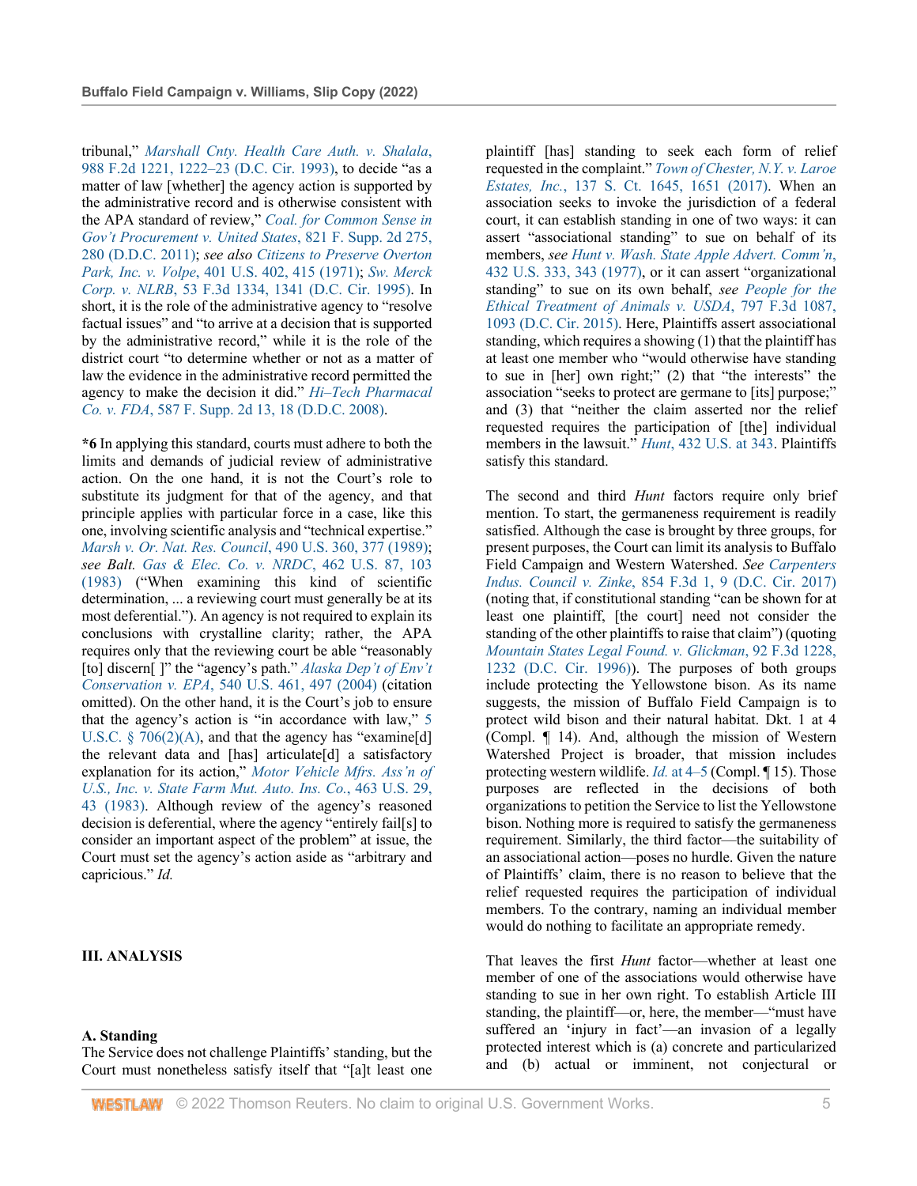tribunal," *Marshall Cnty. Health Care Auth. v. Shalala*, 988 F.2d 1221, 1222–23 (D.C. Cir. 1993), to decide "as a matter of law [whether] the agency action is supported by the administrative record and is otherwise consistent with the APA standard of review," *Coal. for Common Sense in Gov't Procurement v. United States*, 821 F. Supp. 2d 275, 280 (D.D.C. 2011); *see also Citizens to Preserve Overton Park, Inc. v. Volpe*, 401 U.S. 402, 415 (1971); *Sw. Merck Corp. v. NLRB*, 53 F.3d 1334, 1341 (D.C. Cir. 1995). In short, it is the role of the administrative agency to "resolve factual issues" and "to arrive at a decision that is supported by the administrative record," while it is the role of the district court "to determine whether or not as a matter of law the evidence in the administrative record permitted the agency to make the decision it did." *Hi–Tech Pharmacal Co. v. FDA*, 587 F. Supp. 2d 13, 18 (D.D.C. 2008).

**\*6** In applying this standard, courts must adhere to both the limits and demands of judicial review of administrative action. On the one hand, it is not the Court's role to substitute its judgment for that of the agency, and that principle applies with particular force in a case, like this one, involving scientific analysis and "technical expertise." *Marsh v. Or. Nat. Res. Council*, 490 U.S. 360, 377 (1989); *see Balt. Gas & Elec. Co. v. NRDC*, 462 U.S. 87, 103 (1983) ("When examining this kind of scientific determination, ... a reviewing court must generally be at its most deferential."). An agency is not required to explain its conclusions with crystalline clarity; rather, the APA requires only that the reviewing court be able "reasonably [to] discern[ ]" the "agency's path." *Alaska Dep't of Env't Conservation v. EPA*, 540 U.S. 461, 497 (2004) (citation omitted). On the other hand, it is the Court's job to ensure that the agency's action is "in accordance with law," 5 U.S.C. § 706(2)(A), and that the agency has "examine[d] the relevant data and [has] articulate[d] a satisfactory explanation for its action," *Motor Vehicle Mfrs. Ass'n of U.S., Inc. v. State Farm Mut. Auto. Ins. Co.*, 463 U.S. 29, 43 (1983). Although review of the agency's reasoned decision is deferential, where the agency "entirely fail[s] to consider an important aspect of the problem" at issue, the Court must set the agency's action aside as "arbitrary and capricious." *Id.*

## III. ANALYSIS

### A. Standing

The Service does not challenge Plaintiffs' standing, but the Court must nonetheless satisfy itself that "[a]t least one plaintiff [has] standing to seek each form of relief requested in the complaint." *Town of Chester, N.Y. v. Laroe Estates, Inc.*, 137 S. Ct. 1645, 1651 (2017). When an association seeks to invoke the jurisdiction of a federal court, it can establish standing in one of two ways: it can assert "associational standing" to sue on behalf of its members, *see Hunt v. Wash. State Apple Advert. Comm'n*, 432 U.S. 333, 343 (1977), or it can assert "organizational standing" to sue on its own behalf, *see People for the Ethical Treatment of Animals v. USDA*, 797 F.3d 1087, 1093 (D.C. Cir. 2015). Here, Plaintiffs assert associational standing, which requires a showing (1) that the plaintiff has at least one member who "would otherwise have standing to sue in [her] own right;" (2) that "the interests" the association "seeks to protect are germane to [its] purpose;" and (3) that "neither the claim asserted nor the relief requested requires the participation of [the] individual members in the lawsuit." *Hunt*, 432 U.S. at 343. Plaintiffs satisfy this standard.

The second and third *Hunt* factors require only brief mention. To start, the germaneness requirement is readily satisfied. Although the case is brought by three groups, for present purposes, the Court can limit its analysis to Buffalo Field Campaign and Western Watershed. *See Carpenters Indus. Council v. Zinke*, 854 F.3d 1, 9 (D.C. Cir. 2017) (noting that, if constitutional standing "can be shown for at least one plaintiff, [the court] need not consider the standing of the other plaintiffs to raise that claim") (quoting *Mountain States Legal Found. v. Glickman*, 92 F.3d 1228, 1232 (D.C. Cir. 1996)). The purposes of both groups include protecting the Yellowstone bison. As its name suggests, the mission of Buffalo Field Campaign is to protect wild bison and their natural habitat. Dkt. 1 at 4 (Compl. ¶ 14). And, although the mission of Western Watershed Project is broader, that mission includes protecting western wildlife. *Id.* at 4–5 (Compl. ¶ 15). Those purposes are reflected in the decisions of both organizations to petition the Service to list the Yellowstone bison. Nothing more is required to satisfy the germaneness requirement. Similarly, the third factor—the suitability of an associational action—poses no hurdle. Given the nature of Plaintiffs' claim, there is no reason to believe that the relief requested requires the participation of individual members. To the contrary, naming an individual member would do nothing to facilitate an appropriate remedy.

That leaves the first *Hunt* factor—whether at least one member of one of the associations would otherwise have standing to sue in her own right. To establish Article III standing, the plaintiff—or, here, the member—"must have suffered an 'injury in fact'—an invasion of a legally protected interest which is (a) concrete and particularized and (b) actual or imminent, not conjectural or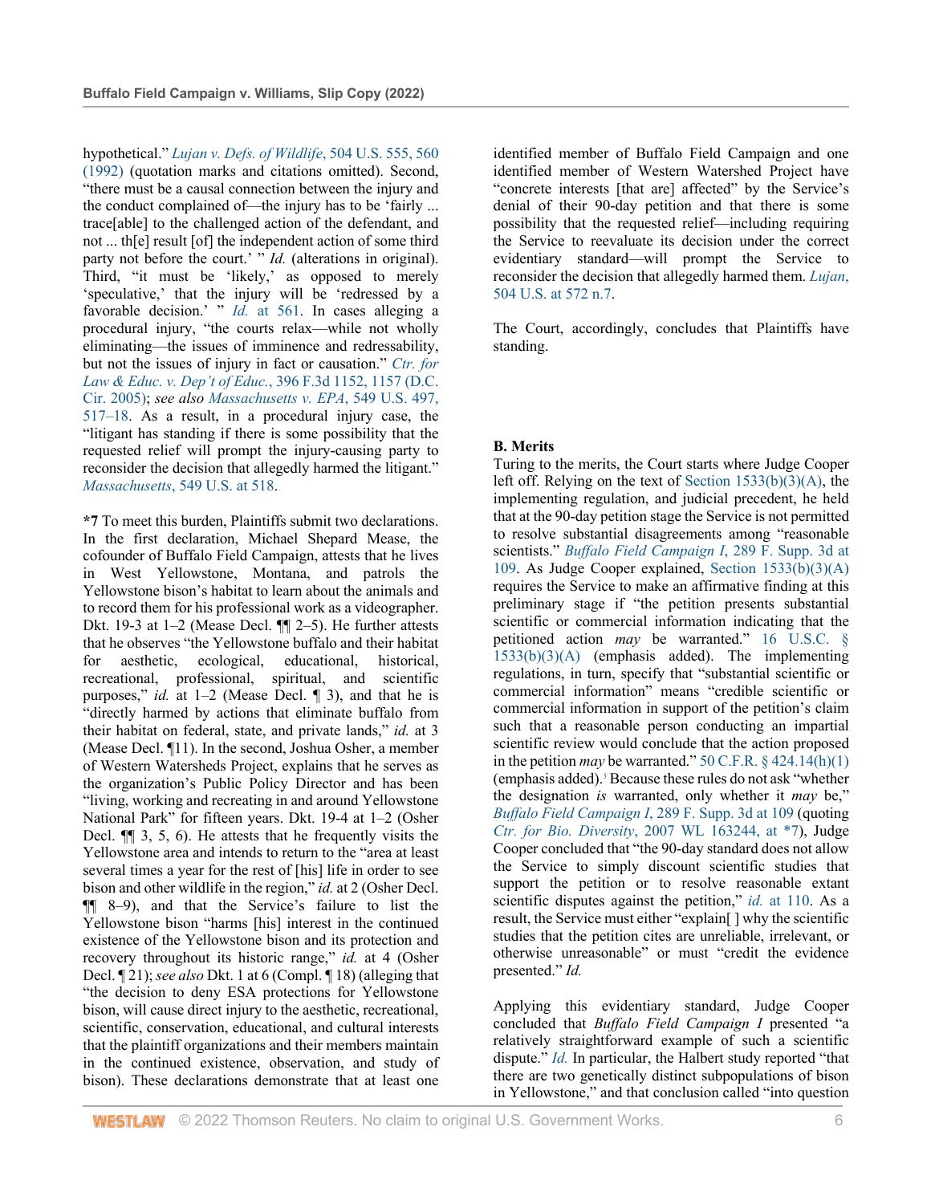hypothetical." *Lujan v. Defs. of Wildlife*, 504 U.S. 555, 560 (1992) (quotation marks and citations omitted). Second, "there must be a causal connection between the injury and the conduct complained of—the injury has to be 'fairly ... trace[able] to the challenged action of the defendant, and not ... th[e] result [of] the independent action of some third party not before the court.' " *Id.* (alterations in original). Third, "it must be 'likely,' as opposed to merely 'speculative,' that the injury will be 'redressed by a favorable decision.' " *Id.* at 561. In cases alleging a procedural injury, "the courts relax—while not wholly eliminating—the issues of imminence and redressability, but not the issues of injury in fact or causation." *Ctr. for Law & Educ. v. Dep't of Educ.*, 396 F.3d 1152, 1157 (D.C. Cir. 2005); *see also Massachusetts v. EPA*, 549 U.S. 497, 517–18. As a result, in a procedural injury case, the "litigant has standing if there is some possibility that the requested relief will prompt the injury-causing party to reconsider the decision that allegedly harmed the litigant." *Massachusetts*, 549 U.S. at 518.

**\*7** To meet this burden, Plaintiffs submit two declarations. In the first declaration, Michael Shepard Mease, the cofounder of Buffalo Field Campaign, attests that he lives in West Yellowstone, Montana, and patrols the Yellowstone bison's habitat to learn about the animals and to record them for his professional work as a videographer. Dkt. 19-3 at 1–2 (Mease Decl. ¶¶ 2–5). He further attests that he observes "the Yellowstone buffalo and their habitat for aesthetic, ecological, educational, historical, recreational, professional, spiritual, and scientific purposes," *id.* at 1–2 (Mease Decl. ¶ 3), and that he is "directly harmed by actions that eliminate buffalo from their habitat on federal, state, and private lands," *id.* at 3 (Mease Decl. ¶11). In the second, Joshua Osher, a member of Western Watersheds Project, explains that he serves as the organization's Public Policy Director and has been "living, working and recreating in and around Yellowstone National Park" for fifteen years. Dkt. 19-4 at 1–2 (Osher Decl. ¶¶ 3, 5, 6). He attests that he frequently visits the Yellowstone area and intends to return to the "area at least several times a year for the rest of [his] life in order to see bison and other wildlife in the region," *id.* at 2 (Osher Decl. ¶¶ 8–9), and that the Service's failure to list the Yellowstone bison "harms [his] interest in the continued existence of the Yellowstone bison and its protection and recovery throughout its historic range," *id.* at 4 (Osher Decl. ¶ 21); *see also* Dkt. 1 at 6 (Compl. ¶ 18) (alleging that "the decision to deny ESA protections for Yellowstone bison, will cause direct injury to the aesthetic, recreational, scientific, conservation, educational, and cultural interests that the plaintiff organizations and their members maintain in the continued existence, observation, and study of bison). These declarations demonstrate that at least one identified member of Buffalo Field Campaign and one identified member of Western Watershed Project have "concrete interests [that are] affected" by the Service's denial of their 90-day petition and that there is some possibility that the requested relief—including requiring the Service to reevaluate its decision under the correct evidentiary standard—will prompt the Service to reconsider the decision that allegedly harmed them. *Lujan*, 504 U.S. at 572 n.7.

The Court, accordingly, concludes that Plaintiffs have standing.

### B. Merits

Turing to the merits, the Court starts where Judge Cooper left off. Relying on the text of Section 1533(b)(3)(A), the implementing regulation, and judicial precedent, he held that at the 90-day petition stage the Service is not permitted to resolve substantial disagreements among "reasonable scientists." *Buffalo Field Campaign I*, 289 F. Supp. 3d at 109. As Judge Cooper explained, Section 1533(b)(3)(A) requires the Service to make an affirmative finding at this preliminary stage if "the petition presents substantial scientific or commercial information indicating that the petitioned action *may* be warranted." 16 U.S.C. § 1533(b)(3)(A) (emphasis added). The implementing regulations, in turn, specify that "substantial scientific or commercial information" means "credible scientific or commercial information in support of the petition's claim such that a reasonable person conducting an impartial scientific review would conclude that the action proposed in the petition *may* be warranted." 50 C.F.R. § 424.14(h)(1) (emphasis added).[3] Because these rules do not ask "whether the designation *is* warranted, only whether it *may* be," *Buffalo Field Campaign I*, 289 F. Supp. 3d at 109 (quoting *Ctr. for Bio. Diversity*, 2007 WL 163244, at \*7), Judge Cooper concluded that "the 90-day standard does not allow the Service to simply discount scientific studies that support the petition or to resolve reasonable extant scientific disputes against the petition," *id.* at 110. As a result, the Service must either "explain[ ] why the scientific studies that the petition cites are unreliable, irrelevant, or otherwise unreasonable" or must "credit the evidence presented." *Id.*

Applying this evidentiary standard, Judge Cooper concluded that *Buffalo Field Campaign I* presented "a relatively straightforward example of such a scientific dispute." *Id.* In particular, the Halbert study reported "that there are two genetically distinct subpopulations of bison in Yellowstone," and that conclusion called "into question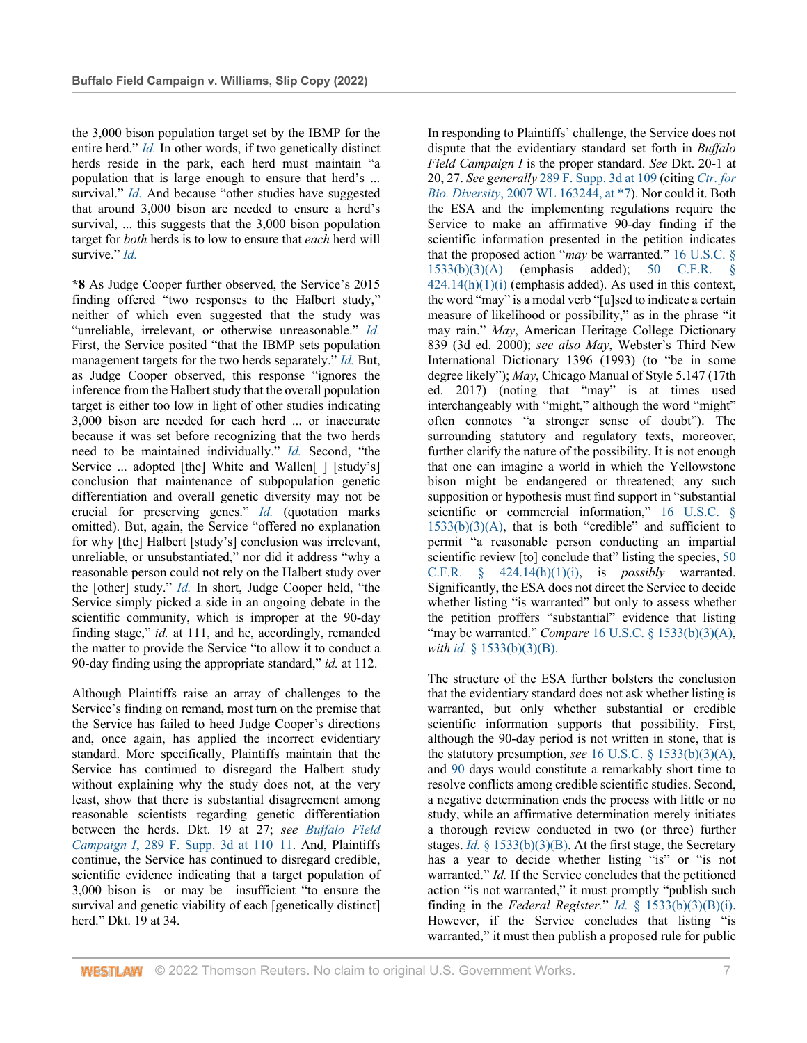the 3,000 bison population target set by the IBMP for the entire herd." *Id.* In other words, if two genetically distinct herds reside in the park, each herd must maintain "a population that is large enough to ensure that herd's ... survival." *Id.* And because "other studies have suggested that around 3,000 bison are needed to ensure a herd's survival, ... this suggests that the 3,000 bison population target for *both* herds is to low to ensure that *each* herd will survive." *Id.*

**\*8** As Judge Cooper further observed, the Service's 2015 finding offered "two responses to the Halbert study," neither of which even suggested that the study was "unreliable, irrelevant, or otherwise unreasonable." *Id.* First, the Service posited "that the IBMP sets population management targets for the two herds separately." *Id.* But, as Judge Cooper observed, this response "ignores the inference from the Halbert study that the overall population target is either too low in light of other studies indicating 3,000 bison are needed for each herd ... or inaccurate because it was set before recognizing that the two herds need to be maintained individually." *Id.* Second, "the Service ... adopted [the] White and Wallen[ ] [study's] conclusion that maintenance of subpopulation genetic differentiation and overall genetic diversity may not be crucial for preserving genes." *Id.* (quotation marks omitted). But, again, the Service "offered no explanation for why [the] Halbert [study's] conclusion was irrelevant, unreliable, or unsubstantiated," nor did it address "why a reasonable person could not rely on the Halbert study over the [other] study." *Id.* In short, Judge Cooper held, "the Service simply picked a side in an ongoing debate in the scientific community, which is improper at the 90-day finding stage," *id.* at 111, and he, accordingly, remanded the matter to provide the Service "to allow it to conduct a 90-day finding using the appropriate standard," *id.* at 112.

Although Plaintiffs raise an array of challenges to the Service's finding on remand, most turn on the premise that the Service has failed to heed Judge Cooper's directions and, once again, has applied the incorrect evidentiary standard. More specifically, Plaintiffs maintain that the Service has continued to disregard the Halbert study without explaining why the study does not, at the very least, show that there is substantial disagreement among reasonable scientists regarding genetic differentiation between the herds. Dkt. 19 at 27; *see* *Buffalo Field Campaign I*, 289 F. Supp. 3d at 110–11. And, Plaintiffs continue, the Service has continued to disregard credible, scientific evidence indicating that a target population of 3,000 bison is—or may be—insufficient "to ensure the survival and genetic viability of each [genetically distinct] herd." Dkt. 19 at 34.

In responding to Plaintiffs' challenge, the Service does not dispute that the evidentiary standard set forth in *Buffalo Field Campaign I* is the proper standard. *See* Dkt. 20-1 at 20, 27. *See generally* 289 F. Supp. 3d at 109 (citing *Ctr. for Bio. Diversity*, 2007 WL 163244, at \*7). Nor could it. Both the ESA and the implementing regulations require the Service to make an affirmative 90-day finding if the scientific information presented in the petition indicates that the proposed action "*may* be warranted." 16 U.S.C. § 1533(b)(3)(A) (emphasis added); 50 C.F.R. § 424.14(h)(1)(i) (emphasis added). As used in this context, the word "may" is a modal verb "[u]sed to indicate a certain measure of likelihood or possibility," as in the phrase "it may rain." *May*, American Heritage College Dictionary 839 (3d ed. 2000); *see also May*, Webster's Third New International Dictionary 1396 (1993) (to "be in some degree likely"); *May*, Chicago Manual of Style 5.147 (17th ed. 2017) (noting that "may" is at times used interchangeably with "might," although the word "might" often connotes "a stronger sense of doubt"). The surrounding statutory and regulatory texts, moreover, further clarify the nature of the possibility. It is not enough that one can imagine a world in which the Yellowstone bison might be endangered or threatened; any such supposition or hypothesis must find support in "substantial scientific or commercial information," 16 U.S.C. § 1533(b)(3)(A), that is both "credible" and sufficient to permit "a reasonable person conducting an impartial scientific review [to] conclude that" listing the species, 50 C.F.R. § 424.14(h)(1)(i), is *possibly* warranted. Significantly, the ESA does not direct the Service to decide whether listing "is warranted" but only to assess whether the petition proffers "substantial" evidence that listing "may be warranted." *Compare* 16 U.S.C. § 1533(b)(3)(A), *with id.* § 1533(b)(3)(B).

The structure of the ESA further bolsters the conclusion that the evidentiary standard does not ask whether listing is warranted, but only whether substantial or credible scientific information supports that possibility. First, although the 90-day period is not written in stone, that is the statutory presumption, *see* 16 U.S.C. § 1533(b)(3)(A), and 90 days would constitute a remarkably short time to resolve conflicts among credible scientific studies. Second, a negative determination ends the process with little or no study, while an affirmative determination merely initiates a thorough review conducted in two (or three) further stages. *Id.* § 1533(b)(3)(B). At the first stage, the Secretary has a year to decide whether listing "is" or "is not warranted." *Id.* If the Service concludes that the petitioned action "is not warranted," it must promptly "publish such finding in the *Federal Register*." *Id.* § 1533(b)(3)(B)(i). However, if the Service concludes that listing "is warranted," it must then publish a proposed rule for public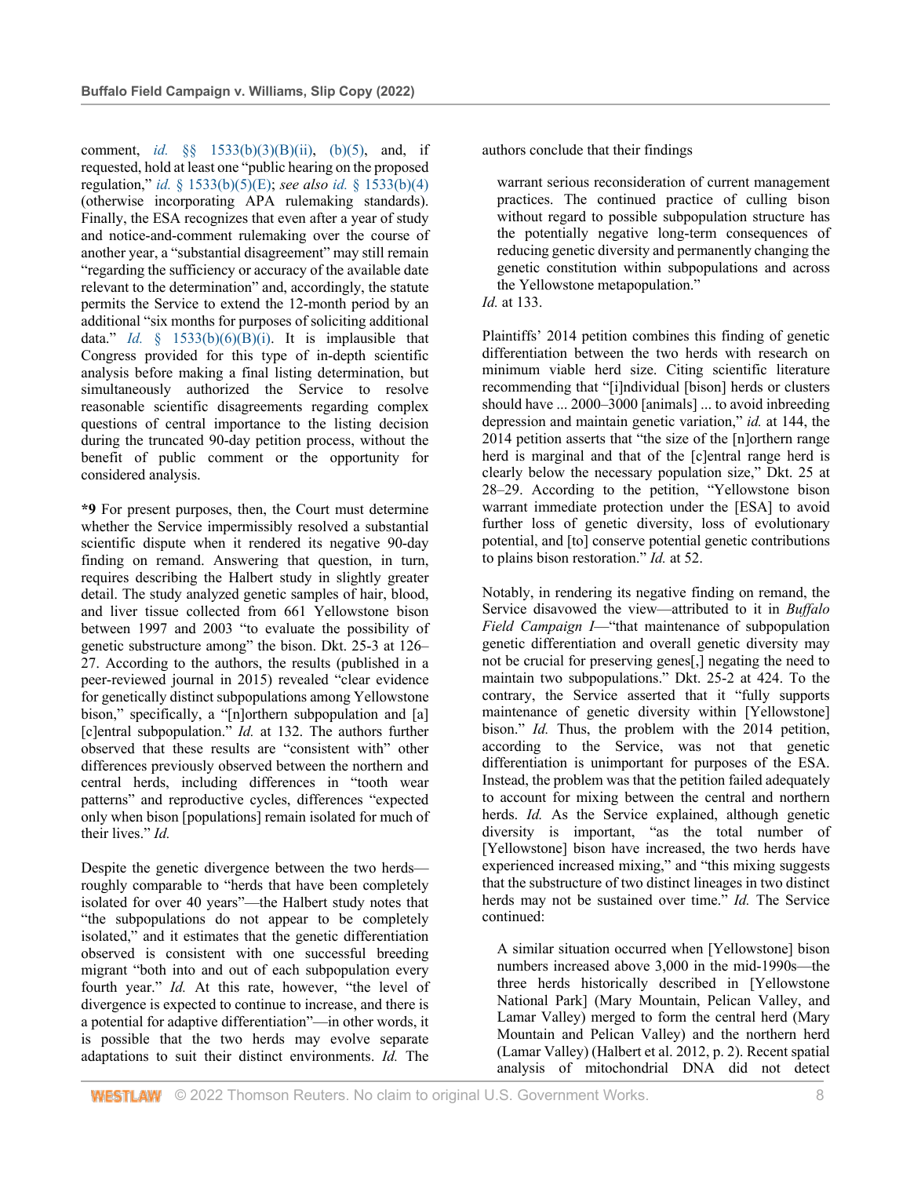comment, *id.* §§ 1533(b)(3)(B)(ii), (b)(5), and, if requested, hold at least one "public hearing on the proposed regulation," *id.* § 1533(b)(5)(E); *see also id.* § 1533(b)(4) (otherwise incorporating APA rulemaking standards). Finally, the ESA recognizes that even after a year of study and notice-and-comment rulemaking over the course of another year, a "substantial disagreement" may still remain "regarding the sufficiency or accuracy of the available date relevant to the determination" and, accordingly, the statute permits the Service to extend the 12-month period by an additional "six months for purposes of soliciting additional data." *Id.* § 1533(b)(6)(B)(i). It is implausible that Congress provided for this type of in-depth scientific analysis before making a final listing determination, but simultaneously authorized the Service to resolve reasonable scientific disagreements regarding complex questions of central importance to the listing decision during the truncated 90-day petition process, without the benefit of public comment or the opportunity for considered analysis.

**\*9** For present purposes, then, the Court must determine whether the Service impermissibly resolved a substantial scientific dispute when it rendered its negative 90-day finding on remand. Answering that question, in turn, requires describing the Halbert study in slightly greater detail. The study analyzed genetic samples of hair, blood, and liver tissue collected from 661 Yellowstone bison between 1997 and 2003 "to evaluate the possibility of genetic substructure among" the bison. Dkt. 25-3 at 126–27. According to the authors, the results (published in a peer-reviewed journal in 2015) revealed "clear evidence for genetically distinct subpopulations among Yellowstone bison," specifically, a "[n]orthern subpopulation and [a] [c]entral subpopulation." *Id.* at 132. The authors further observed that these results are "consistent with" other differences previously observed between the northern and central herds, including differences in "tooth wear patterns" and reproductive cycles, differences "expected only when bison [populations] remain isolated for much of their lives." *Id.*

Despite the genetic divergence between the two herds—roughly comparable to "herds that have been completely isolated for over 40 years"—the Halbert study notes that "the subpopulations do not appear to be completely isolated," and it estimates that the genetic differentiation observed is consistent with one successful breeding migrant "both into and out of each subpopulation every fourth year." *Id.* At this rate, however, "the level of divergence is expected to continue to increase, and there is a potential for adaptive differentiation"—in other words, it is possible that the two herds may evolve separate adaptations to suit their distinct environments. *Id.* The authors conclude that their findings

> warrant serious reconsideration of current management practices. The continued practice of culling bison without regard to possible subpopulation structure has the potentially negative long-term consequences of reducing genetic diversity and permanently changing the genetic constitution within subpopulations and across the Yellowstone metapopulation."

*Id.* at 133.

Plaintiffs' 2014 petition combines this finding of genetic differentiation between the two herds with research on minimum viable herd size. Citing scientific literature recommending that "[i]ndividual [bison] herds or clusters should have ... 2000–3000 [animals] ... to avoid inbreeding depression and maintain genetic variation," *id.* at 144, the 2014 petition asserts that "the size of the [n]orthern range herd is marginal and that of the [c]entral range herd is clearly below the necessary population size," Dkt. 25 at 28–29. According to the petition, "Yellowstone bison warrant immediate protection under the [ESA] to avoid further loss of genetic diversity, loss of evolutionary potential, and [to] conserve potential genetic contributions to plains bison restoration." *Id.* at 52.

Notably, in rendering its negative finding on remand, the Service disavowed the view—attributed to it in *Buffalo Field Campaign I*—"that maintenance of subpopulation genetic differentiation and overall genetic diversity may not be crucial for preserving genes[,] negating the need to maintain two subpopulations." Dkt. 25-2 at 424. To the contrary, the Service asserted that it "fully supports maintenance of genetic diversity within [Yellowstone] bison." *Id.* Thus, the problem with the 2014 petition, according to the Service, was not that genetic differentiation is unimportant for purposes of the ESA. Instead, the problem was that the petition failed adequately to account for mixing between the central and northern herds. *Id.* As the Service explained, although genetic diversity is important, "as the total number of [Yellowstone] bison have increased, the two herds have experienced increased mixing," and "this mixing suggests that the substructure of two distinct lineages in two distinct herds may not be sustained over time." *Id.* The Service continued:

> A similar situation occurred when [Yellowstone] bison numbers increased above 3,000 in the mid-1990s—the three herds historically described in [Yellowstone National Park] (Mary Mountain, Pelican Valley, and Lamar Valley) merged to form the central herd (Mary Mountain and Pelican Valley) and the northern herd (Lamar Valley) (Halbert et al. 2012, p. 2). Recent spatial analysis of mitochondrial DNA did not detect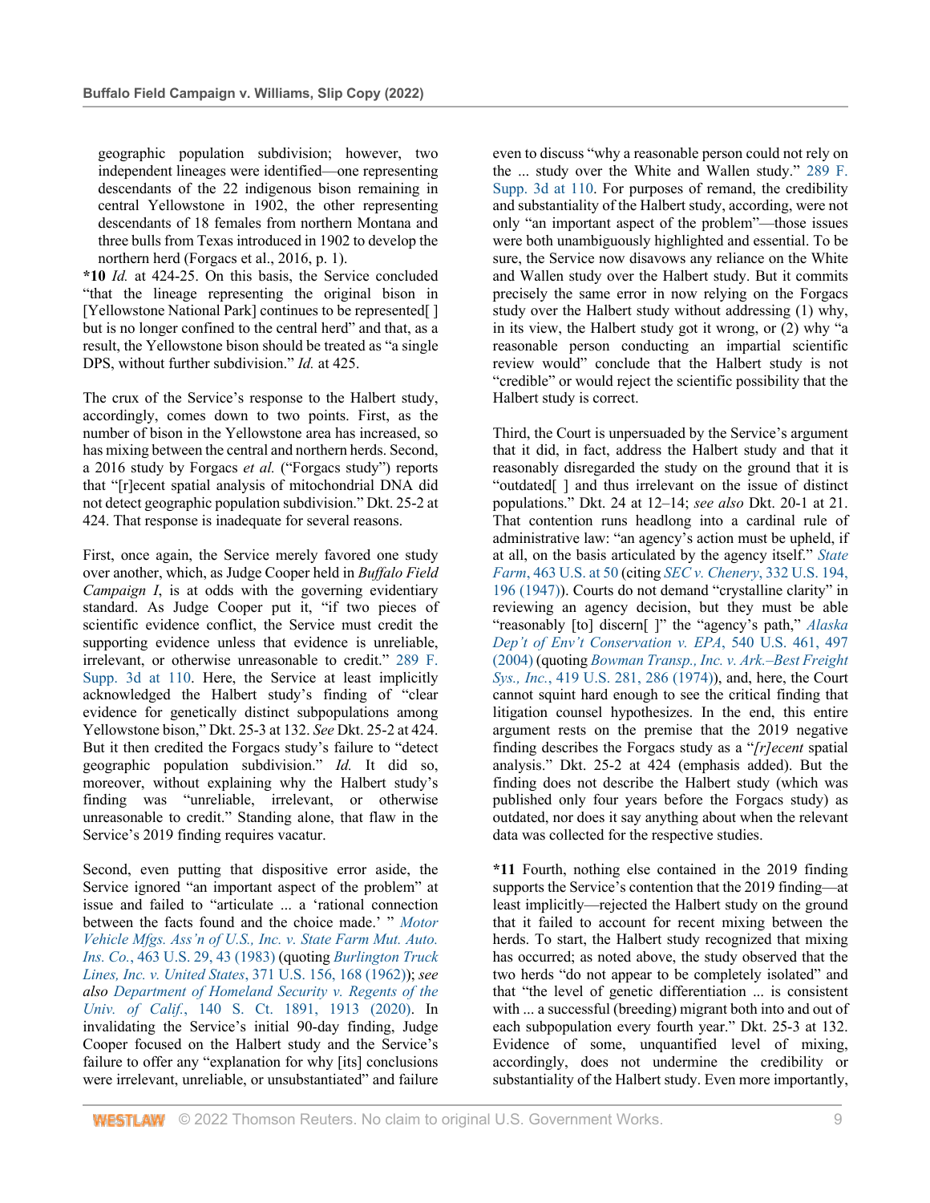> geographic population subdivision; however, two independent lineages were identified—one representing descendants of the 22 indigenous bison remaining in central Yellowstone in 1902, the other representing descendants of 18 females from northern Montana and three bulls from Texas introduced in 1902 to develop the northern herd (Forgacs et al., 2016, p. 1).

**\*10** *Id.* at 424-25. On this basis, the Service concluded "that the lineage representing the original bison in [Yellowstone National Park] continues to be represented[ ] but is no longer confined to the central herd" and that, as a result, the Yellowstone bison should be treated as "a single DPS, without further subdivision." *Id.* at 425.

The crux of the Service's response to the Halbert study, accordingly, comes down to two points. First, as the number of bison in the Yellowstone area has increased, so has mixing between the central and northern herds. Second, a 2016 study by Forgacs *et al.* ("Forgacs study") reports that "[r]ecent spatial analysis of mitochondrial DNA did not detect geographic population subdivision." Dkt. 25-2 at 424. That response is inadequate for several reasons.

First, once again, the Service merely favored one study over another, which, as Judge Cooper held in *Buffalo Field Campaign I*, is at odds with the governing evidentiary standard. As Judge Cooper put it, "if two pieces of scientific evidence conflict, the Service must credit the supporting evidence unless that evidence is unreliable, irrelevant, or otherwise unreasonable to credit." 289 F. Supp. 3d at 110. Here, the Service at least implicitly acknowledged the Halbert study's finding of "clear evidence for genetically distinct subpopulations among Yellowstone bison," Dkt. 25-3 at 132. *See* Dkt. 25-2 at 424. But it then credited the Forgacs study's failure to "detect geographic population subdivision." *Id.* It did so, moreover, without explaining why the Halbert study's finding was "unreliable, irrelevant, or otherwise unreasonable to credit." Standing alone, that flaw in the Service's 2019 finding requires vacatur.

Second, even putting that dispositive error aside, the Service ignored "an important aspect of the problem" at issue and failed to "articulate ... a 'rational connection between the facts found and the choice made.' " *Motor Vehicle Mfgs. Ass'n of U.S., Inc. v. State Farm Mut. Auto. Ins. Co.*, 463 U.S. 29, 43 (1983) (quoting *Burlington Truck Lines, Inc. v. United States*, 371 U.S. 156, 168 (1962)); *see also Department of Homeland Security v. Regents of the Univ. of Calif.*, 140 S. Ct. 1891, 1913 (2020). In invalidating the Service's initial 90-day finding, Judge Cooper focused on the Halbert study and the Service's failure to offer any "explanation for why [its] conclusions were irrelevant, unreliable, or unsubstantiated" and failure even to discuss "why a reasonable person could not rely on the ... study over the White and Wallen study." 289 F. Supp. 3d at 110. For purposes of remand, the credibility and substantiality of the Halbert study, according, were not only "an important aspect of the problem"—those issues were both unambiguously highlighted and essential. To be sure, the Service now disavows any reliance on the White and Wallen study over the Halbert study. But it commits precisely the same error in now relying on the Forgacs study over the Halbert study without addressing (1) why, in its view, the Halbert study got it wrong, or (2) why "a reasonable person conducting an impartial scientific review would" conclude that the Halbert study is not "credible" or would reject the scientific possibility that the Halbert study is correct.

Third, the Court is unpersuaded by the Service's argument that it did, in fact, address the Halbert study and that it reasonably disregarded the study on the ground that it is "outdated[ ] and thus irrelevant on the issue of distinct populations." Dkt. 24 at 12–14; *see also* Dkt. 20-1 at 21. That contention runs headlong into a cardinal rule of administrative law: "an agency's action must be upheld, if at all, on the basis articulated by the agency itself." *State Farm*, 463 U.S. at 50 (citing *SEC v. Chenery*, 332 U.S. 194, 196 (1947)). Courts do not demand "crystalline clarity" in reviewing an agency decision, but they must be able "reasonably [to] discern[ ]" the "agency's path," *Alaska Dep't of Env't Conservation v. EPA*, 540 U.S. 461, 497 (2004) (quoting *Bowman Transp., Inc. v. Ark.–Best Freight Sys., Inc.*, 419 U.S. 281, 286 (1974)), and, here, the Court cannot squint hard enough to see the critical finding that litigation counsel hypothesizes. In the end, this entire argument rests on the premise that the 2019 negative finding describes the Forgacs study as a "*[r]ecent* spatial analysis." Dkt. 25-2 at 424 (emphasis added). But the finding does not describe the Halbert study (which was published only four years before the Forgacs study) as outdated, nor does it say anything about when the relevant data was collected for the respective studies.

**\*11** Fourth, nothing else contained in the 2019 finding supports the Service's contention that the 2019 finding—at least implicitly—rejected the Halbert study on the ground that it failed to account for recent mixing between the herds. To start, the Halbert study recognized that mixing has occurred; as noted above, the study observed that the two herds "do not appear to be completely isolated" and that "the level of genetic differentiation ... is consistent with ... a successful (breeding) migrant both into and out of each subpopulation every fourth year." Dkt. 25-3 at 132. Evidence of some, unquantified level of mixing, accordingly, does not undermine the credibility or substantiality of the Halbert study. Even more importantly,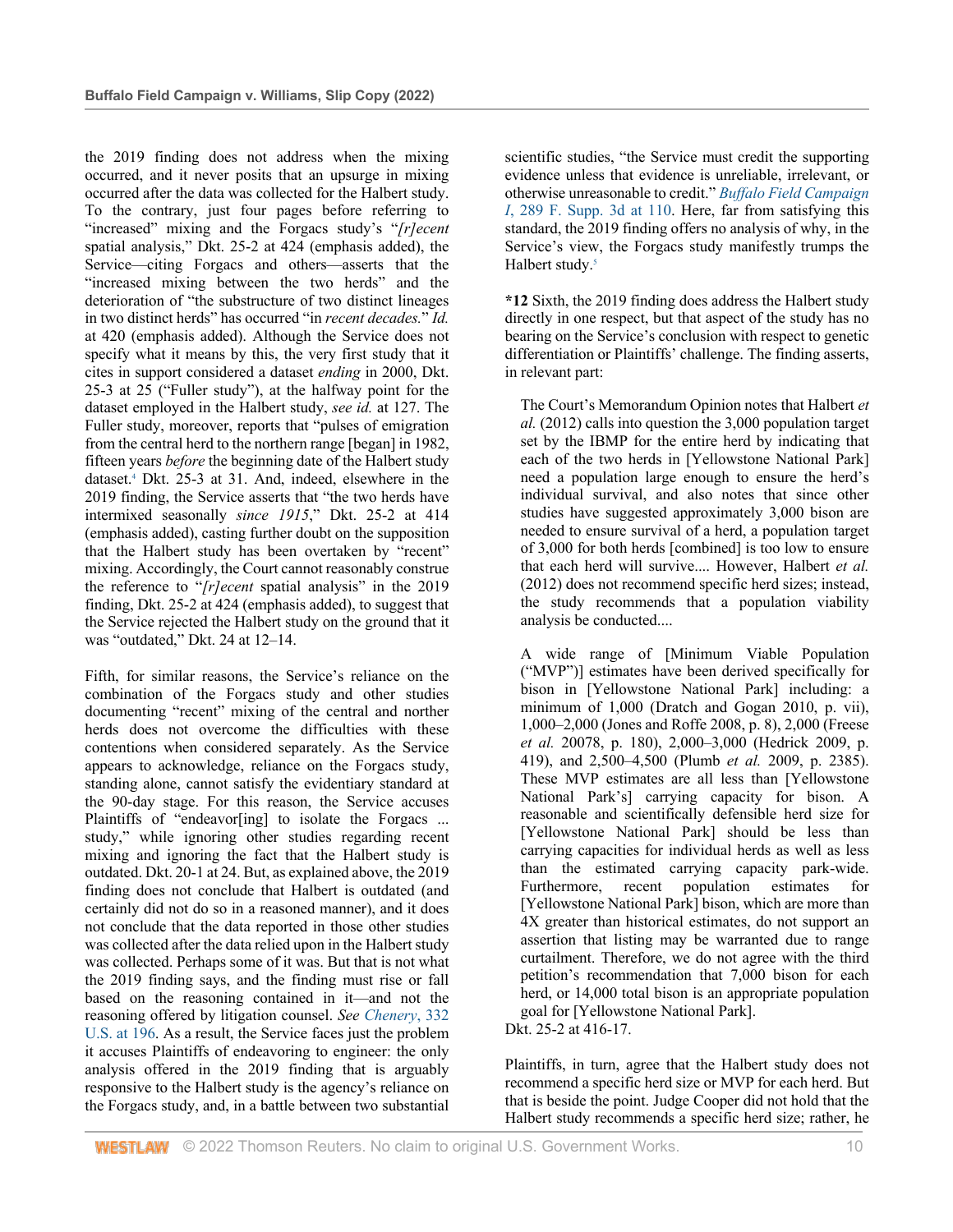the 2019 finding does not address when the mixing occurred, and it never posits that an upsurge in mixing occurred after the data was collected for the Halbert study. To the contrary, just four pages before referring to "increased" mixing and the Forgacs study's "*[r]ecent* spatial analysis," Dkt. 25-2 at 424 (emphasis added), the Service—citing Forgacs and others—asserts that the "increased mixing between the two herds" and the deterioration of "the substructure of two distinct lineages in two distinct herds" has occurred "in *recent decades.*" *Id.* at 420 (emphasis added). Although the Service does not specify what it means by this, the very first study that it cites in support considered a dataset *ending* in 2000, Dkt. 25-3 at 25 ("Fuller study"), at the halfway point for the dataset employed in the Halbert study, *see id.* at 127. The Fuller study, moreover, reports that "pulses of emigration from the central herd to the northern range [began] in 1982, fifteen years *before* the beginning date of the Halbert study dataset.[4] Dkt. 25-3 at 31. And, indeed, elsewhere in the 2019 finding, the Service asserts that "the two herds have intermixed seasonally *since 1915*," Dkt. 25-2 at 414 (emphasis added), casting further doubt on the supposition that the Halbert study has been overtaken by "recent" mixing. Accordingly, the Court cannot reasonably construe the reference to "*[r]ecent* spatial analysis" in the 2019 finding, Dkt. 25-2 at 424 (emphasis added), to suggest that the Service rejected the Halbert study on the ground that it was "outdated," Dkt. 24 at 12–14.

Fifth, for similar reasons, the Service's reliance on the combination of the Forgacs study and other studies documenting "recent" mixing of the central and norther herds does not overcome the difficulties with these contentions when considered separately. As the Service appears to acknowledge, reliance on the Forgacs study, standing alone, cannot satisfy the evidentiary standard at the 90-day stage. For this reason, the Service accuses Plaintiffs of "endeavor[ing] to isolate the Forgacs ... study," while ignoring other studies regarding recent mixing and ignoring the fact that the Halbert study is outdated. Dkt. 20-1 at 24. But, as explained above, the 2019 finding does not conclude that Halbert is outdated (and certainly did not do so in a reasoned manner), and it does not conclude that the data reported in those other studies was collected after the data relied upon in the Halbert study was collected. Perhaps some of it was. But that is not what the 2019 finding says, and the finding must rise or fall based on the reasoning contained in it—and not the reasoning offered by litigation counsel. *See Chenery*, 332 U.S. at 196. As a result, the Service faces just the problem it accuses Plaintiffs of endeavoring to engineer: the only analysis offered in the 2019 finding that is arguably responsive to the Halbert study is the agency's reliance on the Forgacs study, and, in a battle between two substantial scientific studies, "the Service must credit the supporting evidence unless that evidence is unreliable, irrelevant, or otherwise unreasonable to credit." *Buffalo Field Campaign I*, 289 F. Supp. 3d at 110. Here, far from satisfying this standard, the 2019 finding offers no analysis of why, in the Service's view, the Forgacs study manifestly trumps the Halbert study.[5]

**\*12** Sixth, the 2019 finding does address the Halbert study directly in one respect, but that aspect of the study has no bearing on the Service's conclusion with respect to genetic differentiation or Plaintiffs' challenge. The finding asserts, in relevant part:

> The Court's Memorandum Opinion notes that Halbert *et al.* (2012) calls into question the 3,000 population target set by the IBMP for the entire herd by indicating that each of the two herds in [Yellowstone National Park] need a population large enough to ensure the herd's individual survival, and also notes that since other studies have suggested approximately 3,000 bison are needed to ensure survival of a herd, a population target of 3,000 for both herds [combined] is too low to ensure that each herd will survive.... However, Halbert *et al.* (2012) does not recommend specific herd sizes; instead, the study recommends that a population viability analysis be conducted....
>
> A wide range of [Minimum Viable Population ("MVP")] estimates have been derived specifically for bison in [Yellowstone National Park] including: a minimum of 1,000 (Dratch and Gogan 2010, p. vii), 1,000–2,000 (Jones and Roffe 2008, p. 8), 2,000 (Freese *et al.* 20078, p. 180), 2,000–3,000 (Hedrick 2009, p. 419), and 2,500–4,500 (Plumb *et al.* 2009, p. 2385). These MVP estimates are all less than [Yellowstone National Park's] carrying capacity for bison. A reasonable and scientifically defensible herd size for [Yellowstone National Park] should be less than carrying capacities for individual herds as well as less than the estimated carrying capacity park-wide. Furthermore, recent population estimates for [Yellowstone National Park] bison, which are more than 4X greater than historical estimates, do not support an assertion that listing may be warranted due to range curtailment. Therefore, we do not agree with the third petition's recommendation that 7,000 bison for each herd, or 14,000 total bison is an appropriate population goal for [Yellowstone National Park].

Dkt. 25-2 at 416-17.

Plaintiffs, in turn, agree that the Halbert study does not recommend a specific herd size or MVP for each herd. But that is beside the point. Judge Cooper did not hold that the Halbert study recommends a specific herd size; rather, he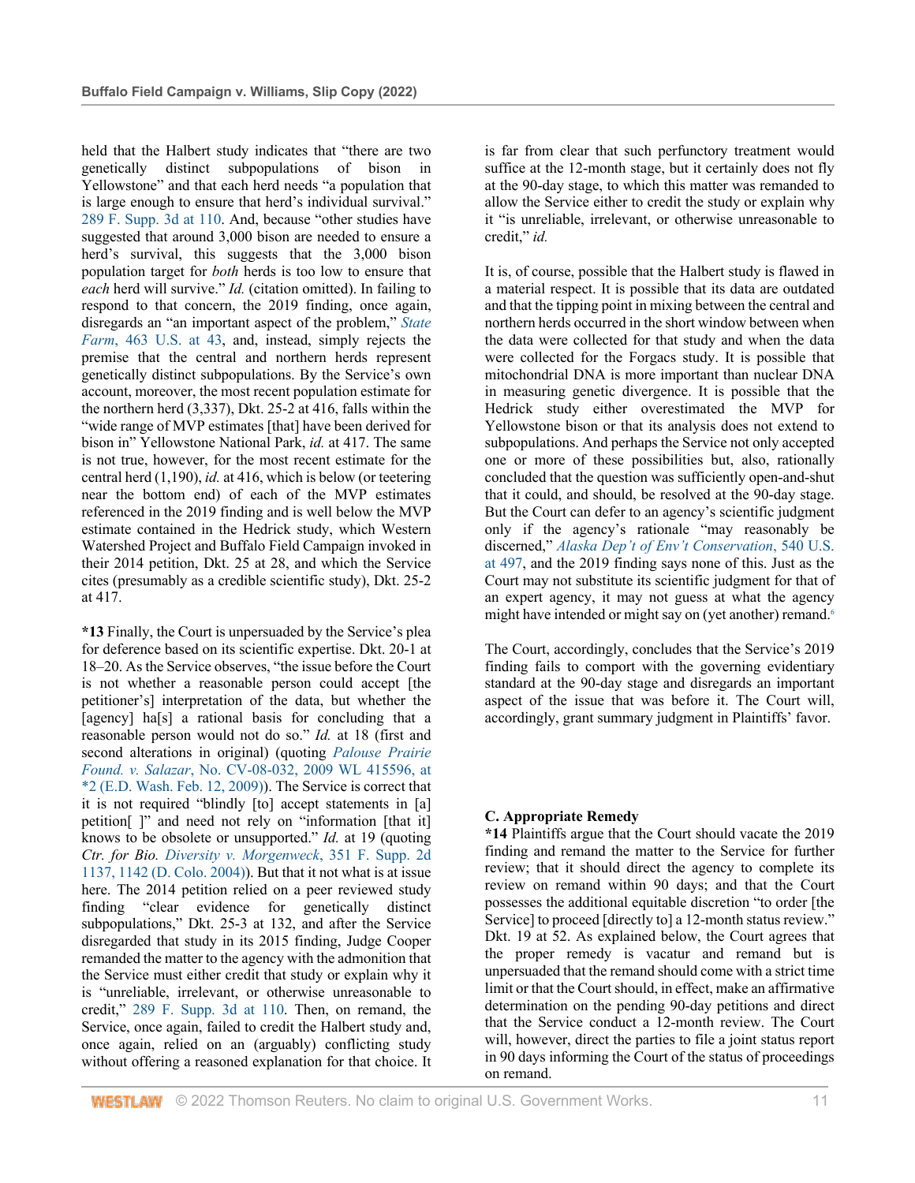held that the Halbert study indicates that "there are two genetically distinct subpopulations of bison in Yellowstone" and that each herd needs "a population that is large enough to ensure that herd's individual survival." 289 F. Supp. 3d at 110. And, because "other studies have suggested that around 3,000 bison are needed to ensure a herd's survival, this suggests that the 3,000 bison population target for *both* herds is too low to ensure that *each* herd will survive." *Id.* (citation omitted). In failing to respond to that concern, the 2019 finding, once again, disregards an "an important aspect of the problem," *State Farm*, 463 U.S. at 43, and, instead, simply rejects the premise that the central and northern herds represent genetically distinct subpopulations. By the Service's own account, moreover, the most recent population estimate for the northern herd (3,337), Dkt. 25-2 at 416, falls within the "wide range of MVP estimates [that] have been derived for bison in" Yellowstone National Park, *id.* at 417. The same is not true, however, for the most recent estimate for the central herd (1,190), *id.* at 416, which is below (or teetering near the bottom end) of each of the MVP estimates referenced in the 2019 finding and is well below the MVP estimate contained in the Hedrick study, which Western Watershed Project and Buffalo Field Campaign invoked in their 2014 petition, Dkt. 25 at 28, and which the Service cites (presumably as a credible scientific study), Dkt. 25-2 at 417.

**\*13** Finally, the Court is unpersuaded by the Service's plea for deference based on its scientific expertise. Dkt. 20-1 at 18–20. As the Service observes, "the issue before the Court is not whether a reasonable person could accept [the petitioner's] interpretation of the data, but whether the [agency] ha[s] a rational basis for concluding that a reasonable person would not do so." *Id.* at 18 (first and second alterations in original) (quoting *Palouse Prairie Found. v. Salazar*, No. CV-08-032, 2009 WL 415596, at *2 (E.D. Wash. Feb. 12, 2009)). The Service is correct that it is not required "blindly [to] accept statements in [a] petition[ ]" and need not rely on "information [that it] knows to be obsolete or unsupported." *Id.* at 19 (quoting *Ctr. for Bio. Diversity v. Morgenweck*, 351 F. Supp. 2d 1137, 1142 (D. Colo. 2004)). But that it not what is at issue here. The 2014 petition relied on a peer reviewed study finding "clear evidence for genetically distinct subpopulations," Dkt. 25-3 at 132, and after the Service disregarded that study in its 2015 finding, Judge Cooper remanded the matter to the agency with the admonition that the Service must either credit that study or explain why it is "unreliable, irrelevant, or otherwise unreasonable to credit," 289 F. Supp. 3d at 110. Then, on remand, the Service, once again, failed to credit the Halbert study and, once again, relied on an (arguably) conflicting study without offering a reasoned explanation for that choice. It is far from clear that such perfunctory treatment would suffice at the 12-month stage, but it certainly does not fly at the 90-day stage, to which this matter was remanded to allow the Service either to credit the study or explain why it "is unreliable, irrelevant, or otherwise unreasonable to credit," *id.*

It is, of course, possible that the Halbert study is flawed in a material respect. It is possible that its data are outdated and that the tipping point in mixing between the central and northern herds occurred in the short window between when the data were collected for that study and when the data were collected for the Forgacs study. It is possible that mitochondrial DNA is more important than nuclear DNA in measuring genetic divergence. It is possible that the Hedrick study either overestimated the MVP for Yellowstone bison or that its analysis does not extend to subpopulations. And perhaps the Service not only accepted one or more of these possibilities but, also, rationally concluded that the question was sufficiently open-and-shut that it could, and should, be resolved at the 90-day stage. But the Court can defer to an agency's scientific judgment only if the agency's rationale "may reasonably be discerned," *Alaska Dep't of Env't Conservation*, 540 U.S. at 497, and the 2019 finding says none of this. Just as the Court may not substitute its scientific judgment for that of an expert agency, it may not guess at what the agency might have intended or might say on (yet another) remand.[6]

The Court, accordingly, concludes that the Service's 2019 finding fails to comport with the governing evidentiary standard at the 90-day stage and disregards an important aspect of the issue that was before it. The Court will, accordingly, grant summary judgment in Plaintiffs' favor.

### C. Appropriate Remedy

**\*14** Plaintiffs argue that the Court should vacate the 2019 finding and remand the matter to the Service for further review; that it should direct the agency to complete its review on remand within 90 days; and that the Court possesses the additional equitable discretion "to order [the Service] to proceed [directly to] a 12-month status review." Dkt. 19 at 52. As explained below, the Court agrees that the proper remedy is vacatur and remand but is unpersuaded that the remand should come with a strict time limit or that the Court should, in effect, make an affirmative determination on the pending 90-day petitions and direct that the Service conduct a 12-month review. The Court will, however, direct the parties to file a joint status report in 90 days informing the Court of the status of proceedings on remand.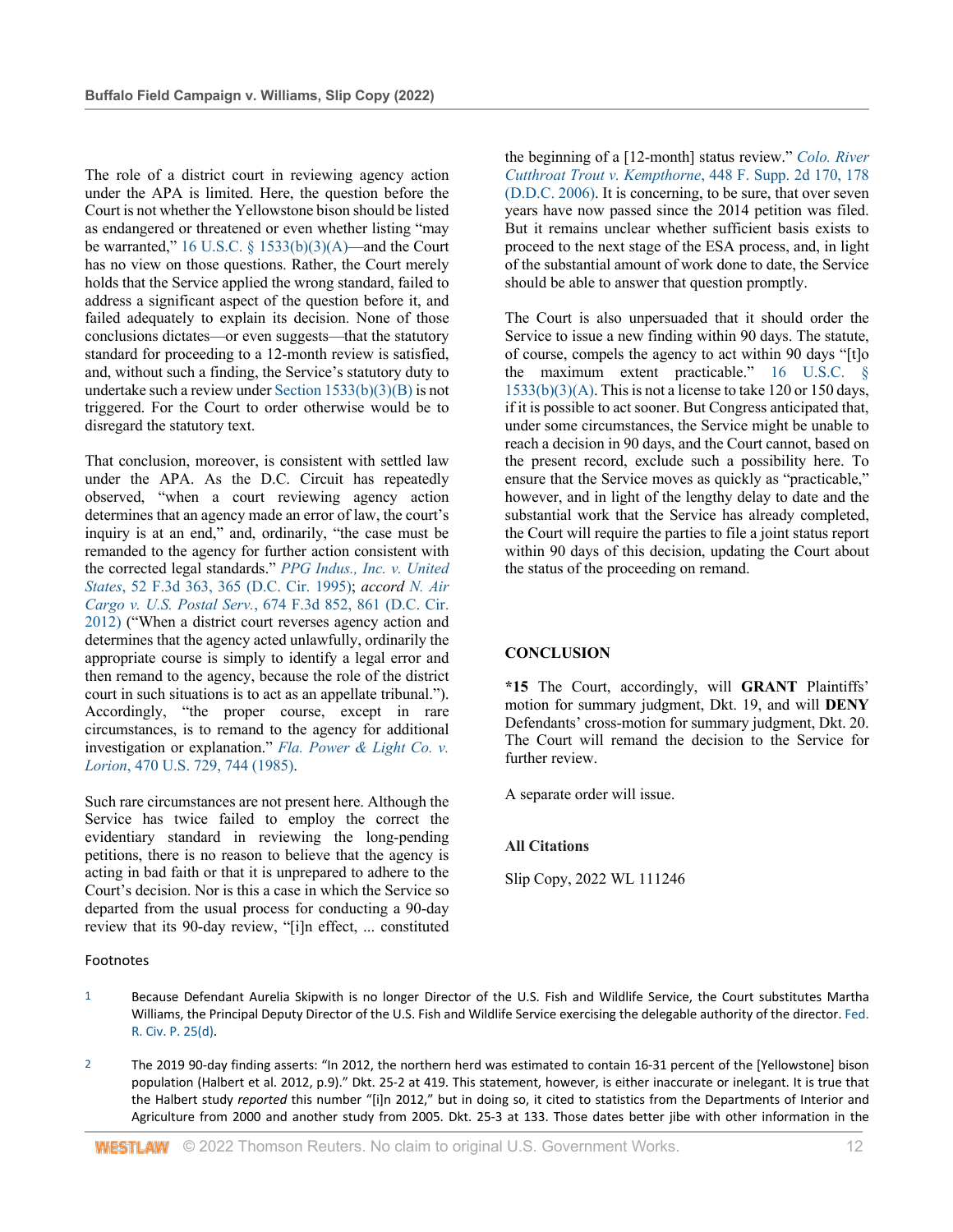The role of a district court in reviewing agency action under the APA is limited. Here, the question before the Court is not whether the Yellowstone bison should be listed as endangered or threatened or even whether listing "may be warranted," 16 U.S.C. § 1533(b)(3)(A)—and the Court has no view on those questions. Rather, the Court merely holds that the Service applied the wrong standard, failed to address a significant aspect of the question before it, and failed adequately to explain its decision. None of those conclusions dictates—or even suggests—that the statutory standard for proceeding to a 12-month review is satisfied, and, without such a finding, the Service's statutory duty to undertake such a review under Section 1533(b)(3)(B) is not triggered. For the Court to order otherwise would be to disregard the statutory text.

That conclusion, moreover, is consistent with settled law under the APA. As the D.C. Circuit has repeatedly observed, "when a court reviewing agency action determines that an agency made an error of law, the court's inquiry is at an end," and, ordinarily, "the case must be remanded to the agency for further action consistent with the corrected legal standards." *PPG Indus., Inc. v. United States*, 52 F.3d 363, 365 (D.C. Cir. 1995); *accord N. Air Cargo v. U.S. Postal Serv.*, 674 F.3d 852, 861 (D.C. Cir. 2012) ("When a district court reverses agency action and determines that the agency acted unlawfully, ordinarily the appropriate course is simply to identify a legal error and then remand to the agency, because the role of the district court in such situations is to act as an appellate tribunal."). Accordingly, "the proper course, except in rare circumstances, is to remand to the agency for additional investigation or explanation." *Fla. Power & Light Co. v. Lorion*, 470 U.S. 729, 744 (1985).

Such rare circumstances are not present here. Although the Service has twice failed to employ the correct the evidentiary standard in reviewing the long-pending petitions, there is no reason to believe that the agency is acting in bad faith or that it is unprepared to adhere to the Court's decision. Nor is this a case in which the Service so departed from the usual process for conducting a 90-day review that its 90-day review, "[i]n effect, ... constituted the beginning of a [12-month] status review." *Colo. River Cutthroat Trout v. Kempthorne*, 448 F. Supp. 2d 170, 178 (D.D.C. 2006). It is concerning, to be sure, that over seven years have now passed since the 2014 petition was filed. But it remains unclear whether sufficient basis exists to proceed to the next stage of the ESA process, and, in light of the substantial amount of work done to date, the Service should be able to answer that question promptly.

The Court is also unpersuaded that it should order the Service to issue a new finding within 90 days. The statute, of course, compels the agency to act within 90 days "[t]o the maximum extent practicable." 16 U.S.C. § 1533(b)(3)(A). This is not a license to take 120 or 150 days, if it is possible to act sooner. But Congress anticipated that, under some circumstances, the Service might be unable to reach a decision in 90 days, and the Court cannot, based on the present record, exclude such a possibility here. To ensure that the Service moves as quickly as "practicable," however, and in light of the lengthy delay to date and the substantial work that the Service has already completed, the Court will require the parties to file a joint status report within 90 days of this decision, updating the Court about the status of the proceeding on remand.

## CONCLUSION

**\*15** The Court, accordingly, will **GRANT** Plaintiffs' motion for summary judgment, Dkt. 19, and will **DENY** Defendants' cross-motion for summary judgment, Dkt. 20. The Court will remand the decision to the Service for further review.

A separate order will issue.

### All Citations

Slip Copy, 2022 WL 111246

### Footnotes

1 Because Defendant Aurelia Skipwith is no longer Director of the U.S. Fish and Wildlife Service, the Court substitutes Martha Williams, the Principal Deputy Director of the U.S. Fish and Wildlife Service exercising the delegable authority of the director. Fed. R. Civ. P. 25(d).

2 The 2019 90-day finding asserts: "In 2012, the northern herd was estimated to contain 16-31 percent of the [Yellowstone] bison population (Halbert et al. 2012, p.9)." Dkt. 25-2 at 419. This statement, however, is either inaccurate or inelegant. It is true that the Halbert study *reported* this number "[i]n 2012," but in doing so, it cited to statistics from the Departments of Interior and Agriculture from 2000 and another study from 2005. Dkt. 25-3 at 133. Those dates better jibe with other information in the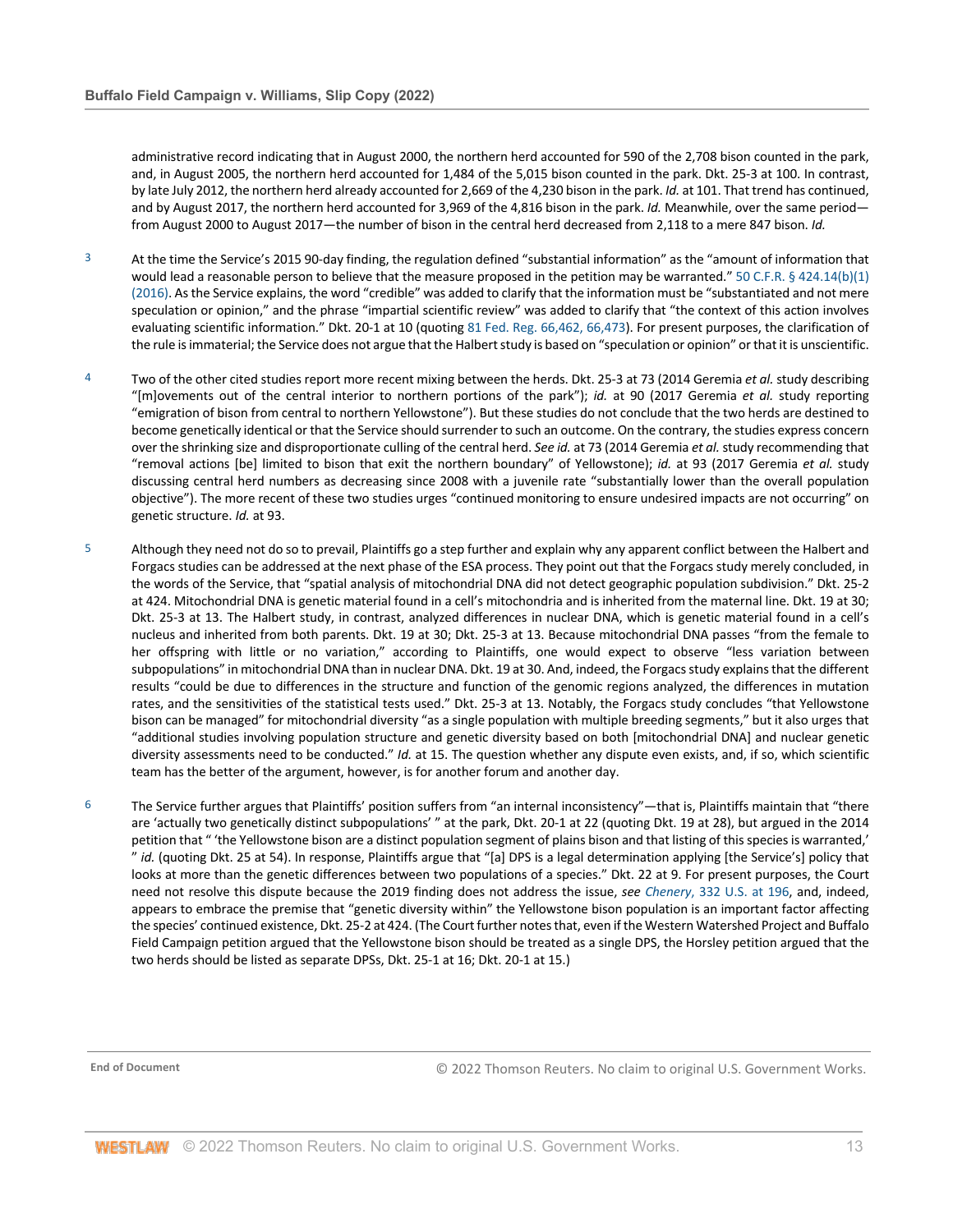administrative record indicating that in August 2000, the northern herd accounted for 590 of the 2,708 bison counted in the park, and, in August 2005, the northern herd accounted for 1,484 of the 5,015 bison counted in the park. Dkt. 25-3 at 100. In contrast, by late July 2012, the northern herd already accounted for 2,669 of the 4,230 bison in the park. *Id.* at 101. That trend has continued, and by August 2017, the northern herd accounted for 3,969 of the 4,816 bison in the park. *Id.* Meanwhile, over the same period—from August 2000 to August 2017—the number of bison in the central herd decreased from 2,118 to a mere 847 bison. *Id.*

3 At the time the Service's 2015 90-day finding, the regulation defined "substantial information" as the "amount of information that would lead a reasonable person to believe that the measure proposed in the petition may be warranted." 50 C.F.R. § 424.14(b)(1) (2016). As the Service explains, the word "credible" was added to clarify that the information must be "substantiated and not mere speculation or opinion," and the phrase "impartial scientific review" was added to clarify that "the context of this action involves evaluating scientific information." Dkt. 20-1 at 10 (quoting 81 Fed. Reg. 66,462, 66,473). For present purposes, the clarification of the rule is immaterial; the Service does not argue that the Halbert study is based on "speculation or opinion" or that it is unscientific.

4 Two of the other cited studies report more recent mixing between the herds. Dkt. 25-3 at 73 (2014 Geremia *et al.* study describing "[m]ovements out of the central interior to northern portions of the park"); *id.* at 90 (2017 Geremia *et al.* study reporting "emigration of bison from central to northern Yellowstone"). But these studies do not conclude that the two herds are destined to become genetically identical or that the Service should surrender to such an outcome. On the contrary, the studies express concern over the shrinking size and disproportionate culling of the central herd. *See id.* at 73 (2014 Geremia *et al.* study recommending that "removal actions [be] limited to bison that exit the northern boundary" of Yellowstone); *id.* at 93 (2017 Geremia *et al.* study discussing central herd numbers as decreasing since 2008 with a juvenile rate "substantially lower than the overall population objective"). The more recent of these two studies urges "continued monitoring to ensure undesired impacts are not occurring" on genetic structure. *Id.* at 93.

5 Although they need not do so to prevail, Plaintiffs go a step further and explain why any apparent conflict between the Halbert and Forgacs studies can be addressed at the next phase of the ESA process. They point out that the Forgacs study merely concluded, in the words of the Service, that "spatial analysis of mitochondrial DNA did not detect geographic population subdivision." Dkt. 25-2 at 424. Mitochondrial DNA is genetic material found in a cell's mitochondria and is inherited from the maternal line. Dkt. 19 at 30; Dkt. 25-3 at 13. The Halbert study, in contrast, analyzed differences in nuclear DNA, which is genetic material found in a cell's nucleus and inherited from both parents. Dkt. 19 at 30; Dkt. 25-3 at 13. Because mitochondrial DNA passes "from the female to her offspring with little or no variation," according to Plaintiffs, one would expect to observe "less variation between subpopulations" in mitochondrial DNA than in nuclear DNA. Dkt. 19 at 30. And, indeed, the Forgacs study explains that the different results "could be due to differences in the structure and function of the genomic regions analyzed, the differences in mutation rates, and the sensitivities of the statistical tests used." Dkt. 25-3 at 13. Notably, the Forgacs study concludes "that Yellowstone bison can be managed" for mitochondrial diversity "as a single population with multiple breeding segments," but it also urges that "additional studies involving population structure and genetic diversity based on [mitochondrial DNA] and nuclear genetic diversity assessments need to be conducted." *Id.* at 15. The question whether any dispute even exists, and, if so, which scientific team has the better of the argument, however, is for another forum and another day.

6 The Service further argues that Plaintiffs' position suffers from "an internal inconsistency"—that is, Plaintiffs maintain that "there are 'actually two genetically distinct subpopulations' " at the park, Dkt. 20-1 at 22 (quoting Dkt. 19 at 28), but argued in the 2014 petition that " 'the Yellowstone bison are a distinct population segment of plains bison and that listing of this species is warranted,' " *id.* (quoting Dkt. 25 at 54). In response, Plaintiffs argue that "[a] DPS is a legal determination applying [the Service's] policy that looks at more than the genetic differences between two populations of a species." Dkt. 22 at 9. For present purposes, the Court need not resolve this dispute because the 2019 finding does not address the issue, *see Chenery*, 332 U.S. at 196, and, indeed, appears to embrace the premise that "genetic diversity within" the Yellowstone bison population is an important factor affecting the species' continued existence, Dkt. 25-2 at 424. (The Court further notes that, even if the Western Watershed Project and Buffalo Field Campaign petition argued that the Yellowstone bison should be treated as a single DPS, the Horsley petition argued that the two herds should be listed as separate DPSs, Dkt. 25-1 at 16; Dkt. 20-1 at 15.)

**End of Document** © 2022 Thomson Reuters. No claim to original U.S. Government Works.